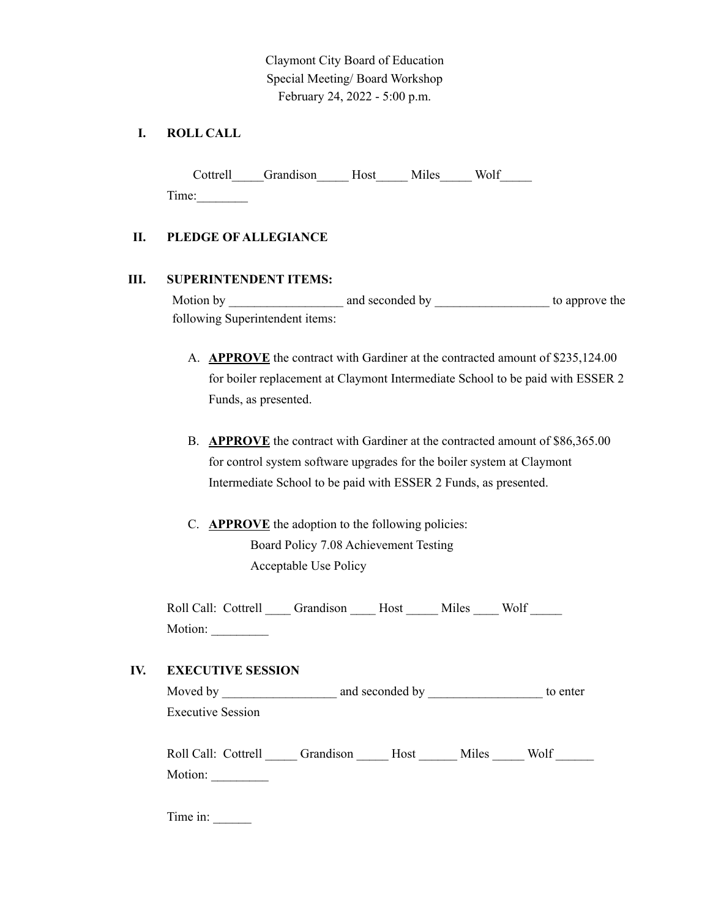Claymont City Board of Education
Special Meeting/ Board Workshop
February 24, 2022 - 5:00 p.m.

## I. ROLL CALL

Cottrell_____Grandison_____ Host_____ Miles_____ Wolf_____
Time:________

## II. PLEDGE OF ALLEGIANCE

## III. SUPERINTENDENT ITEMS:

Motion by __________________ and seconded by __________________ to approve the following Superintendent items:

A. **APPROVE** the contract with Gardiner at the contracted amount of $235,124.00 for boiler replacement at Claymont Intermediate School to be paid with ESSER 2 Funds, as presented.

B. **APPROVE** the contract with Gardiner at the contracted amount of $86,365.00 for control system software upgrades for the boiler system at Claymont Intermediate School to be paid with ESSER 2 Funds, as presented.

C. **APPROVE** the adoption to the following policies:
   - Board Policy 7.08 Achievement Testing
   - Acceptable Use Policy

Roll Call: Cottrell ____ Grandison ____ Host _____ Miles ____ Wolf _____
Motion: _________

## IV. EXECUTIVE SESSION

Moved by __________________ and seconded by __________________ to enter Executive Session

Roll Call: Cottrell _____ Grandison _____ Host ______ Miles _____ Wolf ______
Motion: _________

Time in: ______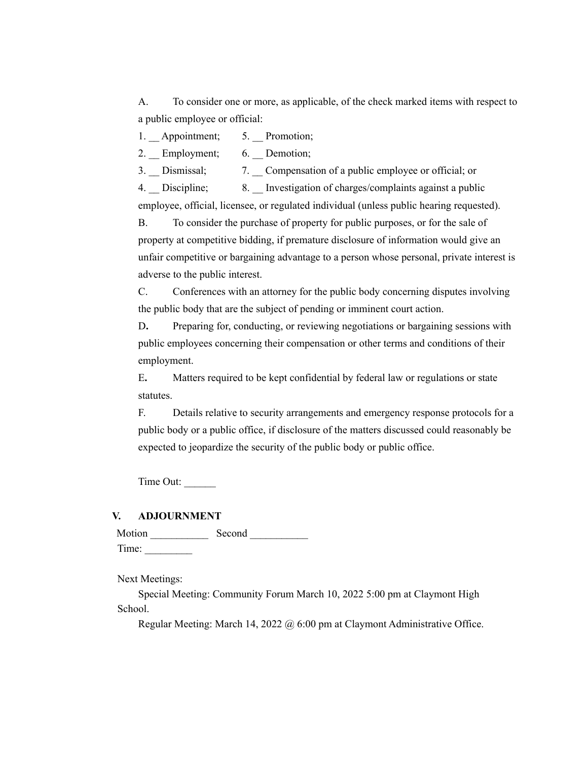A. To consider one or more, as applicable, of the check marked items with respect to a public employee or official:

1. __ Appointment; 5. __ Promotion;
2. __ Employment; 6. __ Demotion;
3. __ Dismissal; 7. __ Compensation of a public employee or official; or
4. __ Discipline; 8. __ Investigation of charges/complaints against a public employee, official, licensee, or regulated individual (unless public hearing requested).

B. To consider the purchase of property for public purposes, or for the sale of property at competitive bidding, if premature disclosure of information would give an unfair competitive or bargaining advantage to a person whose personal, private interest is adverse to the public interest.

C. Conferences with an attorney for the public body concerning disputes involving the public body that are the subject of pending or imminent court action.

**D.** Preparing for, conducting, or reviewing negotiations or bargaining sessions with public employees concerning their compensation or other terms and conditions of their employment.

**E.** Matters required to be kept confidential by federal law or regulations or state statutes.

F. Details relative to security arrangements and emergency response protocols for a public body or a public office, if disclosure of the matters discussed could reasonably be expected to jeopardize the security of the public body or public office.

Time Out: ______

## V. ADJOURNMENT

Motion ___________ Second ___________

Time: _________

Next Meetings:

Special Meeting: Community Forum March 10, 2022 5:00 pm at Claymont High School.

Regular Meeting: March 14, 2022 @ 6:00 pm at Claymont Administrative Office.